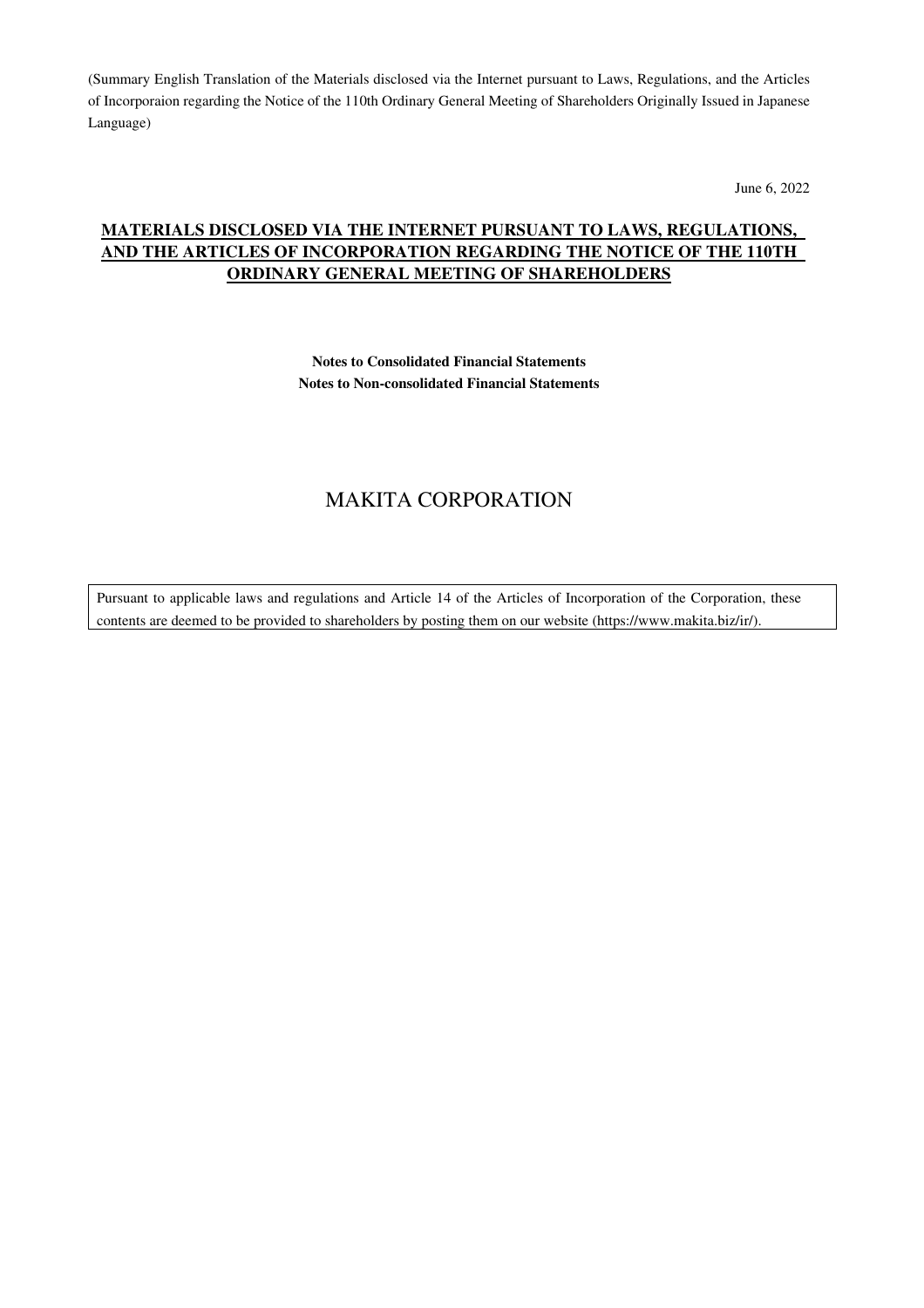(Summary English Translation of the Materials disclosed via the Internet pursuant to Laws, Regulations, and the Articles of Incorporaion regarding the Notice of the 110th Ordinary General Meeting of Shareholders Originally Issued in Japanese Language)

June 6, 2022

# MATERIALS DISCLOSED VIA THE INTERNET PURSUANT TO LAWS, REGULATIONS, AND THE ARTICLES OF INCORPORATION REGARDING THE NOTICE OF THE 110TH ORDINARY GENERAL MEETING OF SHAREHOLDERS

**Notes to Consolidated Financial Statements**
**Notes to Non-consolidated Financial Statements**

## MAKITA CORPORATION

Pursuant to applicable laws and regulations and Article 14 of the Articles of Incorporation of the Corporation, these contents are deemed to be provided to shareholders by posting them on our website (https://www.makita.biz/ir/).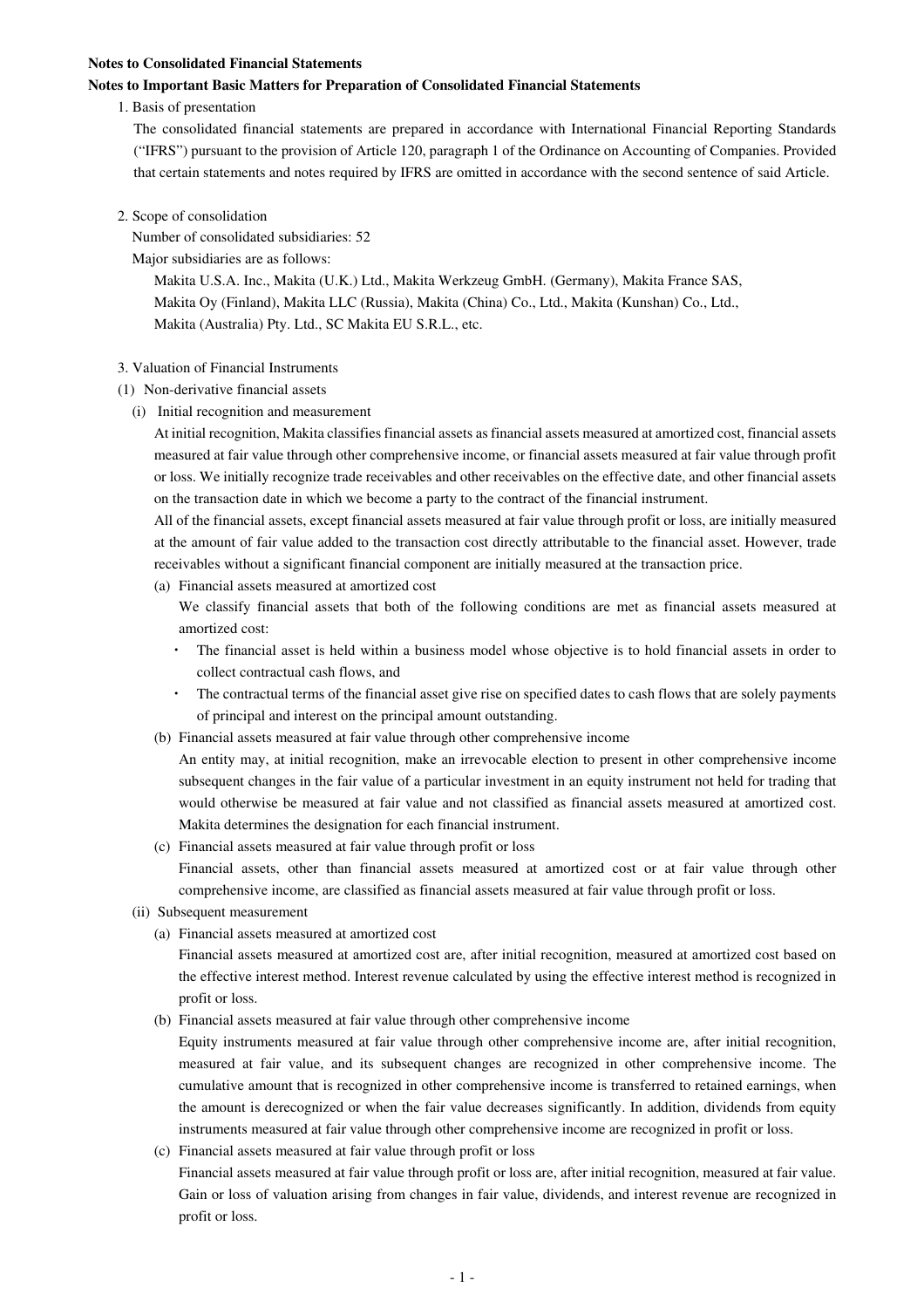**Notes to Consolidated Financial Statements**

**Notes to Important Basic Matters for Preparation of Consolidated Financial Statements**

1. Basis of presentation

   The consolidated financial statements are prepared in accordance with International Financial Reporting Standards ("IFRS") pursuant to the provision of Article 120, paragraph 1 of the Ordinance on Accounting of Companies. Provided that certain statements and notes required by IFRS are omitted in accordance with the second sentence of said Article.

2. Scope of consolidation

   Number of consolidated subsidiaries: 52

   Major subsidiaries are as follows:

   Makita U.S.A. Inc., Makita (U.K.) Ltd., Makita Werkzeug GmbH. (Germany), Makita France SAS, Makita Oy (Finland), Makita LLC (Russia), Makita (China) Co., Ltd., Makita (Kunshan) Co., Ltd., Makita (Australia) Pty. Ltd., SC Makita EU S.R.L., etc.

3. Valuation of Financial Instruments

(1) Non-derivative financial assets

(i) Initial recognition and measurement

At initial recognition, Makita classifies financial assets as financial assets measured at amortized cost, financial assets measured at fair value through other comprehensive income, or financial assets measured at fair value through profit or loss. We initially recognize trade receivables and other receivables on the effective date, and other financial assets on the transaction date in which we become a party to the contract of the financial instrument.

All of the financial assets, except financial assets measured at fair value through profit or loss, are initially measured at the amount of fair value added to the transaction cost directly attributable to the financial asset. However, trade receivables without a significant financial component are initially measured at the transaction price.

(a) Financial assets measured at amortized cost

We classify financial assets that both of the following conditions are met as financial assets measured at amortized cost:

- The financial asset is held within a business model whose objective is to hold financial assets in order to collect contractual cash flows, and
- The contractual terms of the financial asset give rise on specified dates to cash flows that are solely payments of principal and interest on the principal amount outstanding.

(b) Financial assets measured at fair value through other comprehensive income

An entity may, at initial recognition, make an irrevocable election to present in other comprehensive income subsequent changes in the fair value of a particular investment in an equity instrument not held for trading that would otherwise be measured at fair value and not classified as financial assets measured at amortized cost. Makita determines the designation for each financial instrument.

(c) Financial assets measured at fair value through profit or loss

Financial assets, other than financial assets measured at amortized cost or at fair value through other comprehensive income, are classified as financial assets measured at fair value through profit or loss.

(ii) Subsequent measurement

(a) Financial assets measured at amortized cost

Financial assets measured at amortized cost are, after initial recognition, measured at amortized cost based on the effective interest method. Interest revenue calculated by using the effective interest method is recognized in profit or loss.

(b) Financial assets measured at fair value through other comprehensive income

Equity instruments measured at fair value through other comprehensive income are, after initial recognition, measured at fair value, and its subsequent changes are recognized in other comprehensive income. The cumulative amount that is recognized in other comprehensive income is transferred to retained earnings, when the amount is derecognized or when the fair value decreases significantly. In addition, dividends from equity instruments measured at fair value through other comprehensive income are recognized in profit or loss.

(c) Financial assets measured at fair value through profit or loss

Financial assets measured at fair value through profit or loss are, after initial recognition, measured at fair value. Gain or loss of valuation arising from changes in fair value, dividends, and interest revenue are recognized in profit or loss.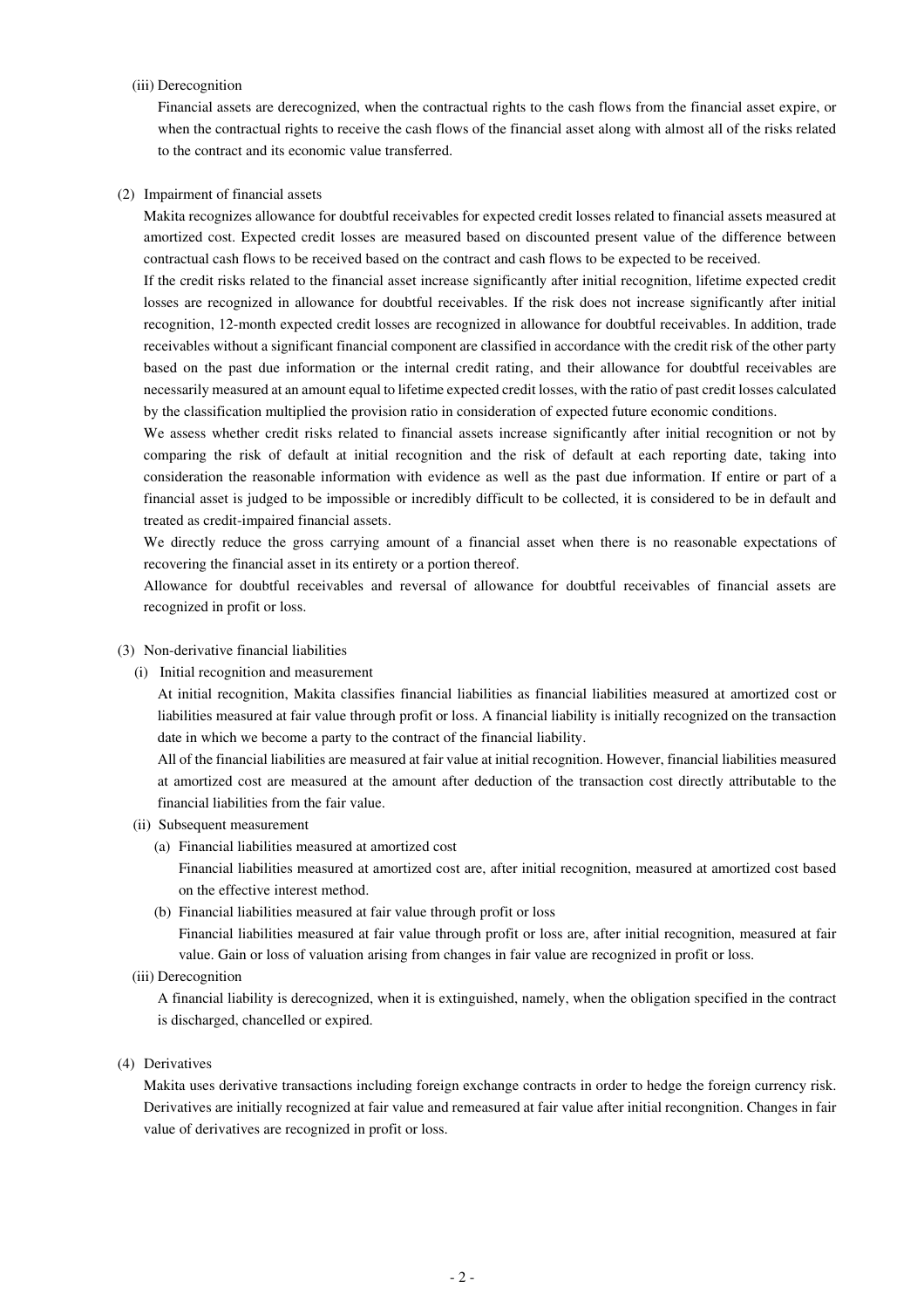(iii) Derecognition

Financial assets are derecognized, when the contractual rights to the cash flows from the financial asset expire, or when the contractual rights to receive the cash flows of the financial asset along with almost all of the risks related to the contract and its economic value transferred.

(2) Impairment of financial assets

Makita recognizes allowance for doubtful receivables for expected credit losses related to financial assets measured at amortized cost. Expected credit losses are measured based on discounted present value of the difference between contractual cash flows to be received based on the contract and cash flows to be expected to be received.

If the credit risks related to the financial asset increase significantly after initial recognition, lifetime expected credit losses are recognized in allowance for doubtful receivables. If the risk does not increase significantly after initial recognition, 12-month expected credit losses are recognized in allowance for doubtful receivables. In addition, trade receivables without a significant financial component are classified in accordance with the credit risk of the other party based on the past due information or the internal credit rating, and their allowance for doubtful receivables are necessarily measured at an amount equal to lifetime expected credit losses, with the ratio of past credit losses calculated by the classification multiplied the provision ratio in consideration of expected future economic conditions.

We assess whether credit risks related to financial assets increase significantly after initial recognition or not by comparing the risk of default at initial recognition and the risk of default at each reporting date, taking into consideration the reasonable information with evidence as well as the past due information. If entire or part of a financial asset is judged to be impossible or incredibly difficult to be collected, it is considered to be in default and treated as credit-impaired financial assets.

We directly reduce the gross carrying amount of a financial asset when there is no reasonable expectations of recovering the financial asset in its entirety or a portion thereof.

Allowance for doubtful receivables and reversal of allowance for doubtful receivables of financial assets are recognized in profit or loss.

(3) Non-derivative financial liabilities

(i) Initial recognition and measurement

At initial recognition, Makita classifies financial liabilities as financial liabilities measured at amortized cost or liabilities measured at fair value through profit or loss. A financial liability is initially recognized on the transaction date in which we become a party to the contract of the financial liability.

All of the financial liabilities are measured at fair value at initial recognition. However, financial liabilities measured at amortized cost are measured at the amount after deduction of the transaction cost directly attributable to the financial liabilities from the fair value.

(ii) Subsequent measurement

(a) Financial liabilities measured at amortized cost

Financial liabilities measured at amortized cost are, after initial recognition, measured at amortized cost based on the effective interest method.

(b) Financial liabilities measured at fair value through profit or loss

Financial liabilities measured at fair value through profit or loss are, after initial recognition, measured at fair value. Gain or loss of valuation arising from changes in fair value are recognized in profit or loss.

(iii) Derecognition

A financial liability is derecognized, when it is extinguished, namely, when the obligation specified in the contract is discharged, chancelled or expired.

(4) Derivatives

Makita uses derivative transactions including foreign exchange contracts in order to hedge the foreign currency risk. Derivatives are initially recognized at fair value and remeasured at fair value after initial recongnition. Changes in fair value of derivatives are recognized in profit or loss.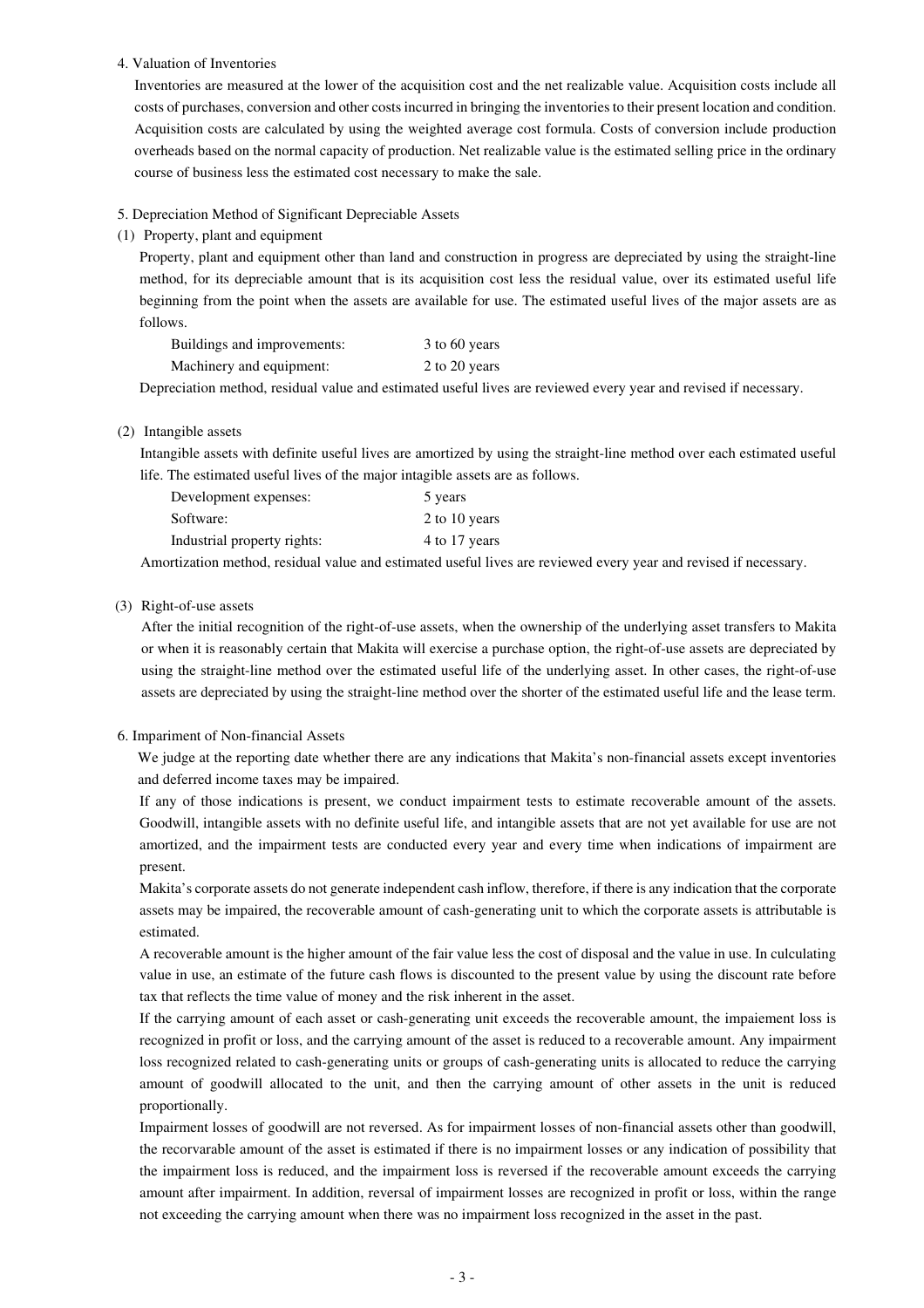4. Valuation of Inventories

Inventories are measured at the lower of the acquisition cost and the net realizable value. Acquisition costs include all costs of purchases, conversion and other costs incurred in bringing the inventories to their present location and condition. Acquisition costs are calculated by using the weighted average cost formula. Costs of conversion include production overheads based on the normal capacity of production. Net realizable value is the estimated selling price in the ordinary course of business less the estimated cost necessary to make the sale.

5. Depreciation Method of Significant Depreciable Assets

(1) Property, plant and equipment

Property, plant and equipment other than land and construction in progress are depreciated by using the straight-line method, for its depreciable amount that is its acquisition cost less the residual value, over its estimated useful life beginning from the point when the assets are available for use. The estimated useful lives of the major assets are as follows.

| | |
|---|---|
| Buildings and improvements: | 3 to 60 years |
| Machinery and equipment: | 2 to 20 years |

Depreciation method, residual value and estimated useful lives are reviewed every year and revised if necessary.

(2) Intangible assets

Intangible assets with definite useful lives are amortized by using the straight-line method over each estimated useful life. The estimated useful lives of the major intagible assets are as follows.

| | |
|---|---|
| Development expenses: | 5 years |
| Software: | 2 to 10 years |
| Industrial property rights: | 4 to 17 years |

Amortization method, residual value and estimated useful lives are reviewed every year and revised if necessary.

(3) Right-of-use assets

After the initial recognition of the right-of-use assets, when the ownership of the underlying asset transfers to Makita or when it is reasonably certain that Makita will exercise a purchase option, the right-of-use assets are depreciated by using the straight-line method over the estimated useful life of the underlying asset. In other cases, the right-of-use assets are depreciated by using the straight-line method over the shorter of the estimated useful life and the lease term.

6. Impariment of Non-financial Assets

We judge at the reporting date whether there are any indications that Makita's non-financial assets except inventories and deferred income taxes may be impaired.

If any of those indications is present, we conduct impairment tests to estimate recoverable amount of the assets. Goodwill, intangible assets with no definite useful life, and intangible assets that are not yet available for use are not amortized, and the impairment tests are conducted every year and every time when indications of impairment are present.

Makita's corporate assets do not generate independent cash inflow, therefore, if there is any indication that the corporate assets may be impaired, the recoverable amount of cash-generating unit to which the corporate assets is attributable is estimated.

A recoverable amount is the higher amount of the fair value less the cost of disposal and the value in use. In culculating value in use, an estimate of the future cash flows is discounted to the present value by using the discount rate before tax that reflects the time value of money and the risk inherent in the asset.

If the carrying amount of each asset or cash-generating unit exceeds the recoverable amount, the impaiement loss is recognized in profit or loss, and the carrying amount of the asset is reduced to a recoverable amount. Any impairment loss recognized related to cash-generating units or groups of cash-generating units is allocated to reduce the carrying amount of goodwill allocated to the unit, and then the carrying amount of other assets in the unit is reduced proportionally.

Impairment losses of goodwill are not reversed. As for impairment losses of non-financial assets other than goodwill, the recorvarable amount of the asset is estimated if there is no impairment losses or any indication of possibility that the impairment loss is reduced, and the impairment loss is reversed if the recoverable amount exceeds the carrying amount after impairment. In addition, reversal of impairment losses are recognized in profit or loss, within the range not exceeding the carrying amount when there was no impairment loss recognized in the asset in the past.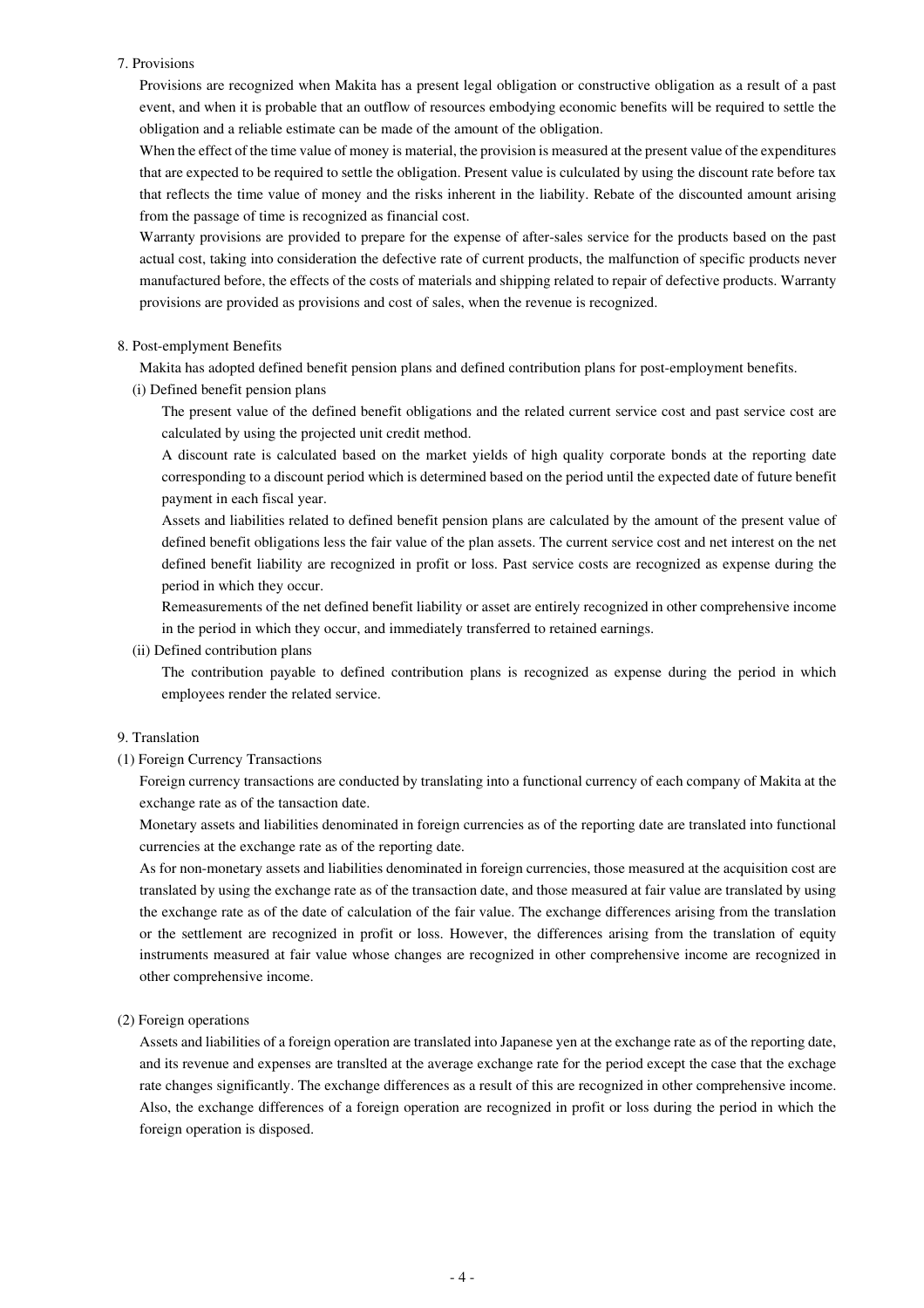7. Provisions

Provisions are recognized when Makita has a present legal obligation or constructive obligation as a result of a past event, and when it is probable that an outflow of resources embodying economic benefits will be required to settle the obligation and a reliable estimate can be made of the amount of the obligation.

When the effect of the time value of money is material, the provision is measured at the present value of the expenditures that are expected to be required to settle the obligation. Present value is culculated by using the discount rate before tax that reflects the time value of money and the risks inherent in the liability. Rebate of the discounted amount arising from the passage of time is recognized as financial cost.

Warranty provisions are provided to prepare for the expense of after-sales service for the products based on the past actual cost, taking into consideration the defective rate of current products, the malfunction of specific products never manufactured before, the effects of the costs of materials and shipping related to repair of defective products. Warranty provisions are provided as provisions and cost of sales, when the revenue is recognized.

8. Post-emplyment Benefits

Makita has adopted defined benefit pension plans and defined contribution plans for post-employment benefits.

(i) Defined benefit pension plans

The present value of the defined benefit obligations and the related current service cost and past service cost are calculated by using the projected unit credit method.

A discount rate is calculated based on the market yields of high quality corporate bonds at the reporting date corresponding to a discount period which is determined based on the period until the expected date of future benefit payment in each fiscal year.

Assets and liabilities related to defined benefit pension plans are calculated by the amount of the present value of defined benefit obligations less the fair value of the plan assets. The current service cost and net interest on the net defined benefit liability are recognized in profit or loss. Past service costs are recognized as expense during the period in which they occur.

Remeasurements of the net defined benefit liability or asset are entirely recognized in other comprehensive income in the period in which they occur, and immediately transferred to retained earnings.

(ii) Defined contribution plans

The contribution payable to defined contribution plans is recognized as expense during the period in which employees render the related service.

9. Translation

(1) Foreign Currency Transactions

Foreign currency transactions are conducted by translating into a functional currency of each company of Makita at the exchange rate as of the tansaction date.

Monetary assets and liabilities denominated in foreign currencies as of the reporting date are translated into functional currencies at the exchange rate as of the reporting date.

As for non-monetary assets and liabilities denominated in foreign currencies, those measured at the acquisition cost are translated by using the exchange rate as of the transaction date, and those measured at fair value are translated by using the exchange rate as of the date of calculation of the fair value. The exchange differences arising from the translation or the settlement are recognized in profit or loss. However, the differences arising from the translation of equity instruments measured at fair value whose changes are recognized in other comprehensive income are recognized in other comprehensive income.

(2) Foreign operations

Assets and liabilities of a foreign operation are translated into Japanese yen at the exchange rate as of the reporting date, and its revenue and expenses are translted at the average exchange rate for the period except the case that the exchage rate changes significantly. The exchange differences as a result of this are recognized in other comprehensive income. Also, the exchange differences of a foreign operation are recognized in profit or loss during the period in which the foreign operation is disposed.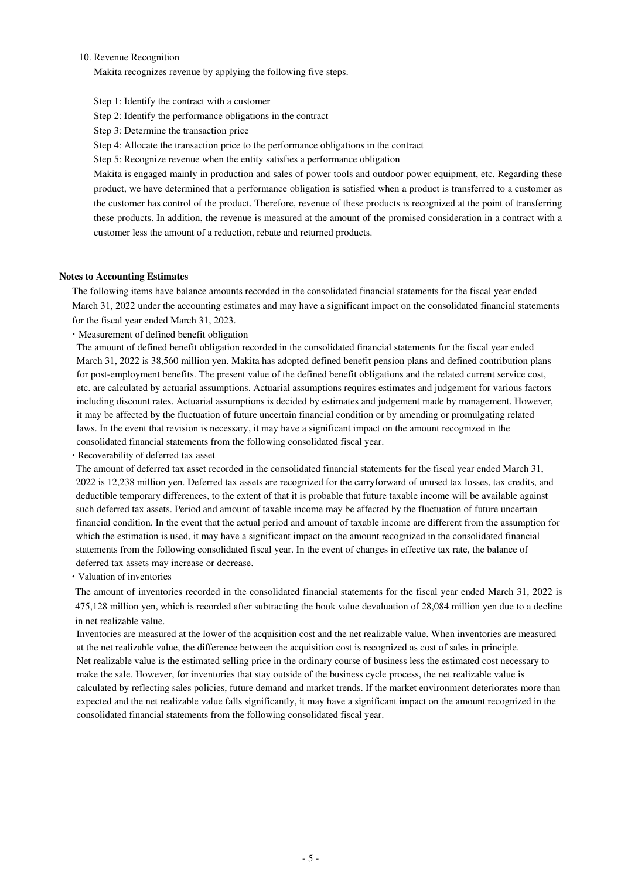10. Revenue Recognition

Makita recognizes revenue by applying the following five steps.

Step 1: Identify the contract with a customer

Step 2: Identify the performance obligations in the contract

Step 3: Determine the transaction price

Step 4: Allocate the transaction price to the performance obligations in the contract

Step 5: Recognize revenue when the entity satisfies a performance obligation

Makita is engaged mainly in production and sales of power tools and outdoor power equipment, etc. Regarding these product, we have determined that a performance obligation is satisfied when a product is transferred to a customer as the customer has control of the product. Therefore, revenue of these products is recognized at the point of transferring these products. In addition, the revenue is measured at the amount of the promised consideration in a contract with a customer less the amount of a reduction, rebate and returned products.

**Notes to Accounting Estimates**

The following items have balance amounts recorded in the consolidated financial statements for the fiscal year ended March 31, 2022 under the accounting estimates and may have a significant impact on the consolidated financial statements for the fiscal year ended March 31, 2023.

・Measurement of defined benefit obligation

The amount of defined benefit obligation recorded in the consolidated financial statements for the fiscal year ended March 31, 2022 is 38,560 million yen. Makita has adopted defined benefit pension plans and defined contribution plans for post-employment benefits. The present value of the defined benefit obligations and the related current service cost, etc. are calculated by actuarial assumptions. Actuarial assumptions requires estimates and judgement for various factors including discount rates. Actuarial assumptions is decided by estimates and judgement made by management. However, it may be affected by the fluctuation of future uncertain financial condition or by amending or promulgating related laws. In the event that revision is necessary, it may have a significant impact on the amount recognized in the consolidated financial statements from the following consolidated fiscal year.

・Recoverability of deferred tax asset

The amount of deferred tax asset recorded in the consolidated financial statements for the fiscal year ended March 31, 2022 is 12,238 million yen. Deferred tax assets are recognized for the carryforward of unused tax losses, tax credits, and deductible temporary differences, to the extent of that it is probable that future taxable income will be available against such deferred tax assets. Period and amount of taxable income may be affected by the fluctuation of future uncertain financial condition. In the event that the actual period and amount of taxable income are different from the assumption for which the estimation is used, it may have a significant impact on the amount recognized in the consolidated financial statements from the following consolidated fiscal year. In the event of changes in effective tax rate, the balance of deferred tax assets may increase or decrease.

・Valuation of inventories

The amount of inventories recorded in the consolidated financial statements for the fiscal year ended March 31, 2022 is 475,128 million yen, which is recorded after subtracting the book value devaluation of 28,084 million yen due to a decline in net realizable value.

Inventories are measured at the lower of the acquisition cost and the net realizable value. When inventories are measured at the net realizable value, the difference between the acquisition cost is recognized as cost of sales in principle. Net realizable value is the estimated selling price in the ordinary course of business less the estimated cost necessary to make the sale. However, for inventories that stay outside of the business cycle process, the net realizable value is calculated by reflecting sales policies, future demand and market trends. If the market environment deteriorates more than expected and the net realizable value falls significantly, it may have a significant impact on the amount recognized in the consolidated financial statements from the following consolidated fiscal year.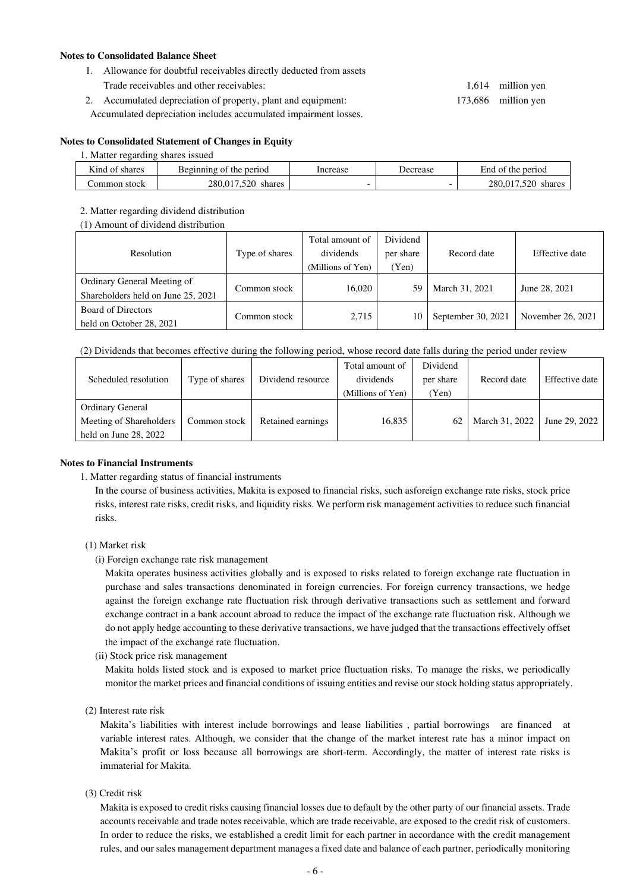**Notes to Consolidated Balance Sheet**

1. Allowance for doubtful receivables directly deducted from assets
   Trade receivables and other receivables: 1,614 million yen
2. Accumulated depreciation of property, plant and equipment: 173,686 million yen
   Accumulated depreciation includes accumulated impairment losses.

**Notes to Consolidated Statement of Changes in Equity**

1. Matter regarding shares issued

| Kind of shares | Beginning of the period | Increase | Decrease | End of the period |
|---|---|---|---|---|
| Common stock | 280,017,520 shares | - | - | 280,017,520 shares |

2. Matter regarding dividend distribution

(1) Amount of dividend distribution

| Resolution | Type of shares | Total amount of dividends (Millions of Yen) | Dividend per share (Yen) | Record date | Effective date |
|---|---|---|---|---|---|
| Ordinary General Meeting of Shareholders held on June 25, 2021 | Common stock | 16,020 | 59 | March 31, 2021 | June 28, 2021 |
| Board of Directors held on October 28, 2021 | Common stock | 2,715 | 10 | September 30, 2021 | November 26, 2021 |

(2) Dividends that becomes effective during the following period, whose record date falls during the period under review

| Scheduled resolution | Type of shares | Dividend resource | Total amount of dividends (Millions of Yen) | Dividend per share (Yen) | Record date | Effective date |
|---|---|---|---|---|---|---|
| Ordinary General Meeting of Shareholders held on June 28, 2022 | Common stock | Retained earnings | 16,835 | 62 | March 31, 2022 | June 29, 2022 |

**Notes to Financial Instruments**

1. Matter regarding status of financial instruments

In the course of business activities, Makita is exposed to financial risks, such asforeign exchange rate risks, stock price risks, interest rate risks, credit risks, and liquidity risks. We perform risk management activities to reduce such financial risks.

(1) Market risk

(i) Foreign exchange rate risk management

Makita operates business activities globally and is exposed to risks related to foreign exchange rate fluctuation in purchase and sales transactions denominated in foreign currencies. For foreign currency transactions, we hedge against the foreign exchange rate fluctuation risk through derivative transactions such as settlement and forward exchange contract in a bank account abroad to reduce the impact of the exchange rate fluctuation risk. Although we do not apply hedge accounting to these derivative transactions, we have judged that the transactions effectively offset the impact of the exchange rate fluctuation.

(ii) Stock price risk management

Makita holds listed stock and is exposed to market price fluctuation risks. To manage the risks, we periodically monitor the market prices and financial conditions of issuing entities and revise our stock holding status appropriately.

(2) Interest rate risk

Makita's liabilities with interest include borrowings and lease liabilities , partial borrowings are financed at variable interest rates. Although, we consider that the change of the market interest rate has a minor impact on Makita's profit or loss because all borrowings are short-term. Accordingly, the matter of interest rate risks is immaterial for Makita.

(3) Credit risk

Makita is exposed to credit risks causing financial losses due to default by the other party of our financial assets. Trade accounts receivable and trade notes receivable, which are trade receivable, are exposed to the credit risk of customers. In order to reduce the risks, we established a credit limit for each partner in accordance with the credit management rules, and our sales management department manages a fixed date and balance of each partner, periodically monitoring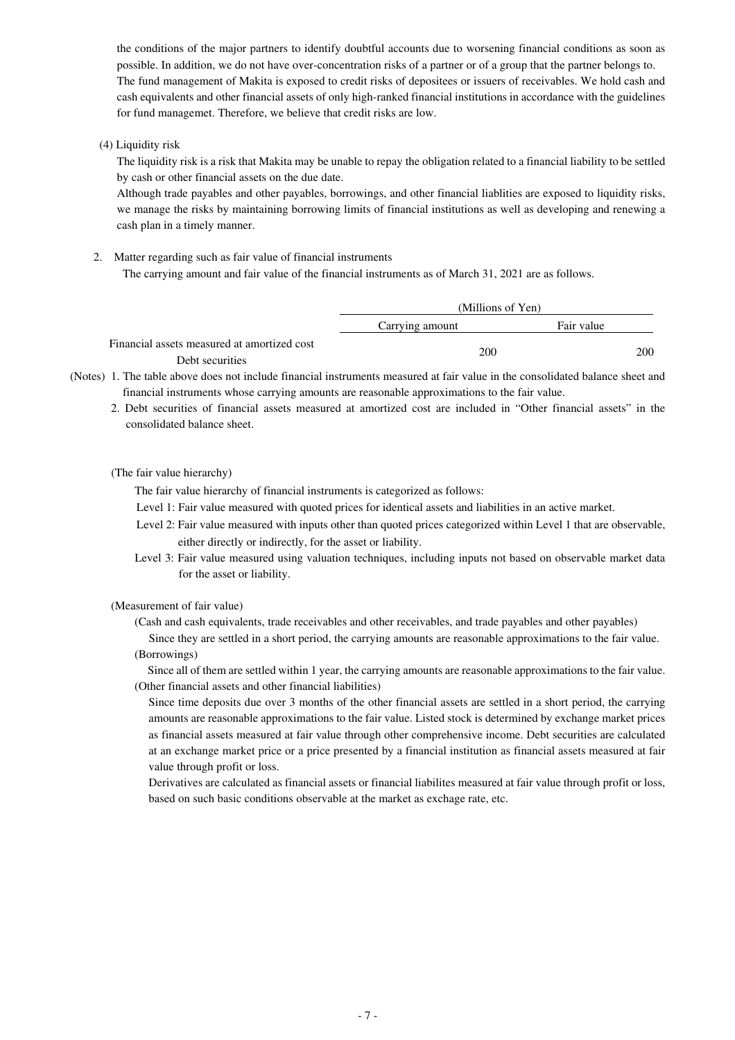the conditions of the major partners to identify doubtful accounts due to worsening financial conditions as soon as possible. In addition, we do not have over-concentration risks of a partner or of a group that the partner belongs to.
The fund management of Makita is exposed to credit risks of depositees or issuers of receivables. We hold cash and cash equivalents and other financial assets of only high-ranked financial institutions in accordance with the guidelines for fund managemet. Therefore, we believe that credit risks are low.

(4) Liquidity risk

The liquidity risk is a risk that Makita may be unable to repay the obligation related to a financial liability to be settled by cash or other financial assets on the due date.
Although trade payables and other payables, borrowings, and other financial liablities are exposed to liquidity risks, we manage the risks by maintaining borrowing limits of financial institutions as well as developing and renewing a cash plan in a timely manner.

2. Matter regarding such as fair value of financial instruments

The carrying amount and fair value of the financial instruments as of March 31, 2021 are as follows.

| | (Millions of Yen) | |
|---|---|---|
| | Carrying amount | Fair value |
| Financial assets measured at amortized cost<br>Debt securities | 200 | 200 |

(Notes) 1. The table above does not include financial instruments measured at fair value in the consolidated balance sheet and financial instruments whose carrying amounts are reasonable approximations to the fair value.

2. Debt securities of financial assets measured at amortized cost are included in "Other financial assets" in the consolidated balance sheet.

(The fair value hierarchy)

The fair value hierarchy of financial instruments is categorized as follows:

Level 1: Fair value measured with quoted prices for identical assets and liabilities in an active market.

Level 2: Fair value measured with inputs other than quoted prices categorized within Level 1 that are observable, either directly or indirectly, for the asset or liability.

Level 3: Fair value measured using valuation techniques, including inputs not based on observable market data for the asset or liability.

(Measurement of fair value)

(Cash and cash equivalents, trade receivables and other receivables, and trade payables and other payables)

Since they are settled in a short period, the carrying amounts are reasonable approximations to the fair value.

(Borrowings)

Since all of them are settled within 1 year, the carrying amounts are reasonable approximations to the fair value.

(Other financial assets and other financial liabilities)

Since time deposits due over 3 months of the other financial assets are settled in a short period, the carrying amounts are reasonable approximations to the fair value. Listed stock is determined by exchange market prices as financial assets measured at fair value through other comprehensive income. Debt securities are calculated at an exchange market price or a price presented by a financial institution as financial assets measured at fair value through profit or loss.

Derivatives are calculated as financial assets or financial liabilites measured at fair value through profit or loss, based on such basic conditions observable at the market as exchage rate, etc.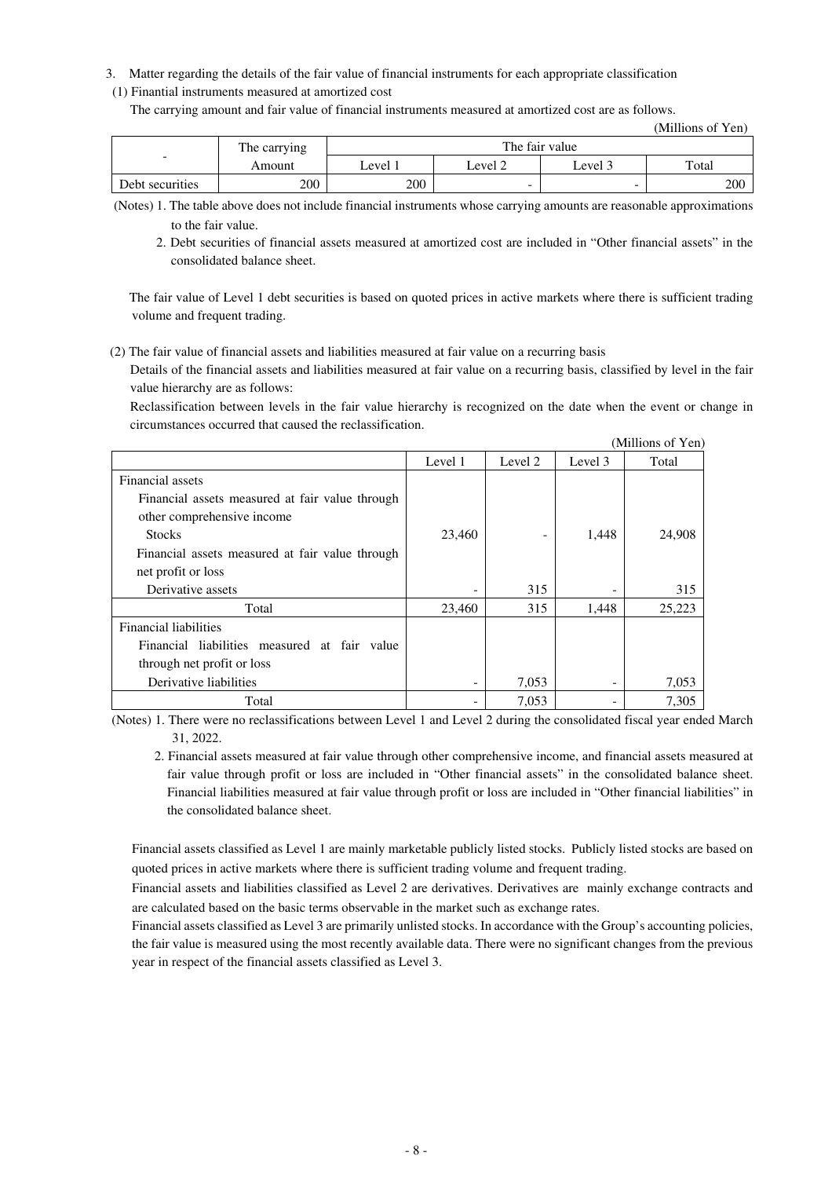3. Matter regarding the details of the fair value of financial instruments for each appropriate classification

(1) Finantial instruments measured at amortized cost

The carrying amount and fair value of financial instruments measured at amortized cost are as follows.

(Millions of Yen)

| - | The carrying Amount | The fair value | | | |
|---|---|---|---|---|---|
| | | Level 1 | Level 2 | Level 3 | Total |
| Debt securities | 200 | 200 | - | - | 200 |

(Notes) 1. The table above does not include financial instruments whose carrying amounts are reasonable approximations to the fair value.

2. Debt securities of financial assets measured at amortized cost are included in "Other financial assets" in the consolidated balance sheet.

The fair value of Level 1 debt securities is based on quoted prices in active markets where there is sufficient trading volume and frequent trading.

(2) The fair value of financial assets and liabilities measured at fair value on a recurring basis

Details of the financial assets and liabilities measured at fair value on a recurring basis, classified by level in the fair value hierarchy are as follows:

Reclassification between levels in the fair value hierarchy is recognized on the date when the event or change in circumstances occurred that caused the reclassification.

(Millions of Yen)

| | Level 1 | Level 2 | Level 3 | Total |
|---|---|---|---|---|
| Financial assets | | | | |
| Financial assets measured at fair value through other comprehensive income | | | | |
| Stocks | 23,460 | - | 1,448 | 24,908 |
| Financial assets measured at fair value through net profit or loss | | | | |
| Derivative assets | - | 315 | - | 315 |
| Total | 23,460 | 315 | 1,448 | 25,223 |
| Financial liabilities | | | | |
| Financial liabilities measured at fair value through net profit or loss | | | | |
| Derivative liabilities | - | 7,053 | - | 7,053 |
| Total | - | 7,053 | - | 7,305 |

(Notes) 1. There were no reclassifications between Level 1 and Level 2 during the consolidated fiscal year ended March 31, 2022.

2. Financial assets measured at fair value through other comprehensive income, and financial assets measured at fair value through profit or loss are included in "Other financial assets" in the consolidated balance sheet. Financial liabilities measured at fair value through profit or loss are included in "Other financial liabilities" in the consolidated balance sheet.

Financial assets classified as Level 1 are mainly marketable publicly listed stocks. Publicly listed stocks are based on quoted prices in active markets where there is sufficient trading volume and frequent trading.

Financial assets and liabilities classified as Level 2 are derivatives. Derivatives are mainly exchange contracts and are calculated based on the basic terms observable in the market such as exchange rates.

Financial assets classified as Level 3 are primarily unlisted stocks. In accordance with the Group's accounting policies, the fair value is measured using the most recently available data. There were no significant changes from the previous year in respect of the financial assets classified as Level 3.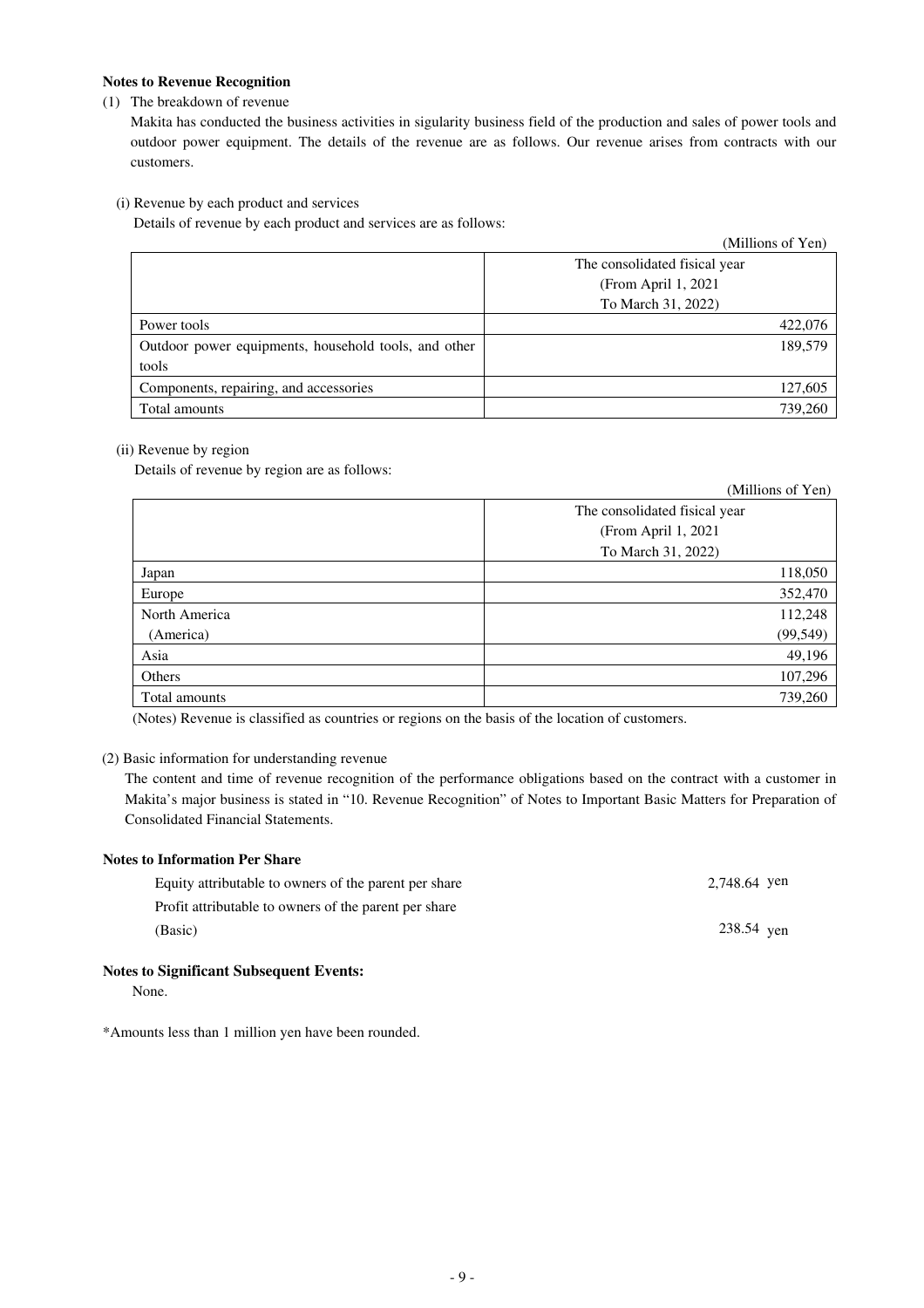**Notes to Revenue Recognition**

(1) The breakdown of revenue

Makita has conducted the business activities in sigularity business field of the production and sales of power tools and outdoor power equipment. The details of the revenue are as follows. Our revenue arises from contracts with our customers.

(i) Revenue by each product and services

Details of revenue by each product and services are as follows:

(Millions of Yen)

| | The consolidated fisical year (From April 1, 2021 To March 31, 2022) |
|---|---|
| Power tools | 422,076 |
| Outdoor power equipments, household tools, and other tools | 189,579 |
| Components, repairing, and accessories | 127,605 |
| Total amounts | 739,260 |

(ii) Revenue by region

Details of revenue by region are as follows:

(Millions of Yen)

| | The consolidated fisical year (From April 1, 2021 To March 31, 2022) |
|---|---|
| Japan | 118,050 |
| Europe | 352,470 |
| North America | 112,248 |
| (America) | (99,549) |
| Asia | 49,196 |
| Others | 107,296 |
| Total amounts | 739,260 |

(Notes) Revenue is classified as countries or regions on the basis of the location of customers.

(2) Basic information for understanding revenue

The content and time of revenue recognition of the performance obligations based on the contract with a customer in Makita's major business is stated in "10. Revenue Recognition" of Notes to Important Basic Matters for Preparation of Consolidated Financial Statements.

**Notes to Information Per Share**

| | |
|---|---|
| Equity attributable to owners of the parent per share | 2,748.64 yen |
| Profit attributable to owners of the parent per share (Basic) | 238.54 yen |

**Notes to Significant Subsequent Events:**

None.

*Amounts less than 1 million yen have been rounded.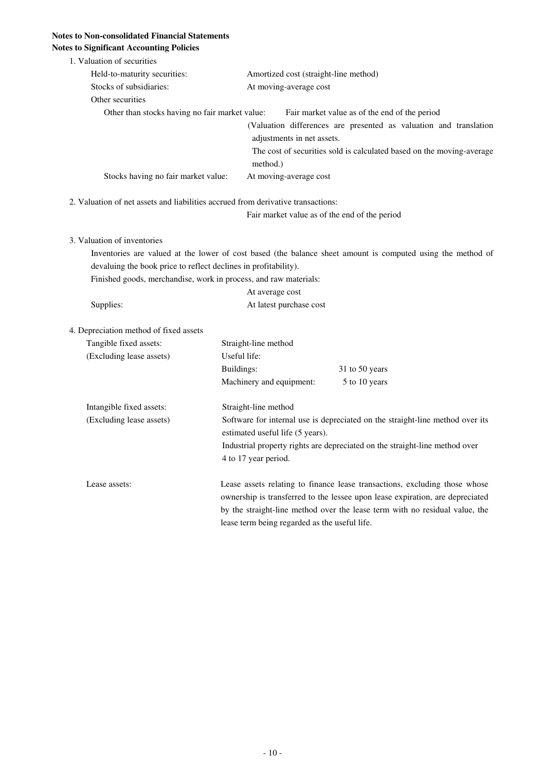**Notes to Non-consolidated Financial Statements**

**Notes to Significant Accounting Policies**

1. Valuation of securities

   Held-to-maturity securities: Amortized cost (straight-line method)

   Stocks of subsidiaries: At moving-average cost

   Other securities

   Other than stocks having no fair market value: Fair market value as of the end of the period
   (Valuation differences are presented as valuation and translation adjustments in net assets.
   The cost of securities sold is calculated based on the moving-average method.)

   Stocks having no fair market value: At moving-average cost

2. Valuation of net assets and liabilities accrued from derivative transactions:

   Fair market value as of the end of the period

3. Valuation of inventories

   Inventories are valued at the lower of cost based (the balance sheet amount is computed using the method of devaluing the book price to reflect declines in profitability).

   Finished goods, merchandise, work in process, and raw materials:

   At average cost

   Supplies: At latest purchase cost

4. Depreciation method of fixed assets

   Tangible fixed assets: (Excluding lease assets)
   Straight-line method
   Useful life:

   | | |
   |---|---|
   | Buildings: | 31 to 50 years |
   | Machinery and equipment: | 5 to 10 years |

   Intangible fixed assets: (Excluding lease assets)
   Straight-line method
   Software for internal use is depreciated on the straight-line method over its estimated useful life (5 years).
   Industrial property rights are depreciated on the straight-line method over 4 to 17 year period.

   Lease assets: Lease assets relating to finance lease transactions, excluding those whose ownership is transferred to the lessee upon lease expiration, are depreciated by the straight-line method over the lease term with no residual value, the lease term being regarded as the useful life.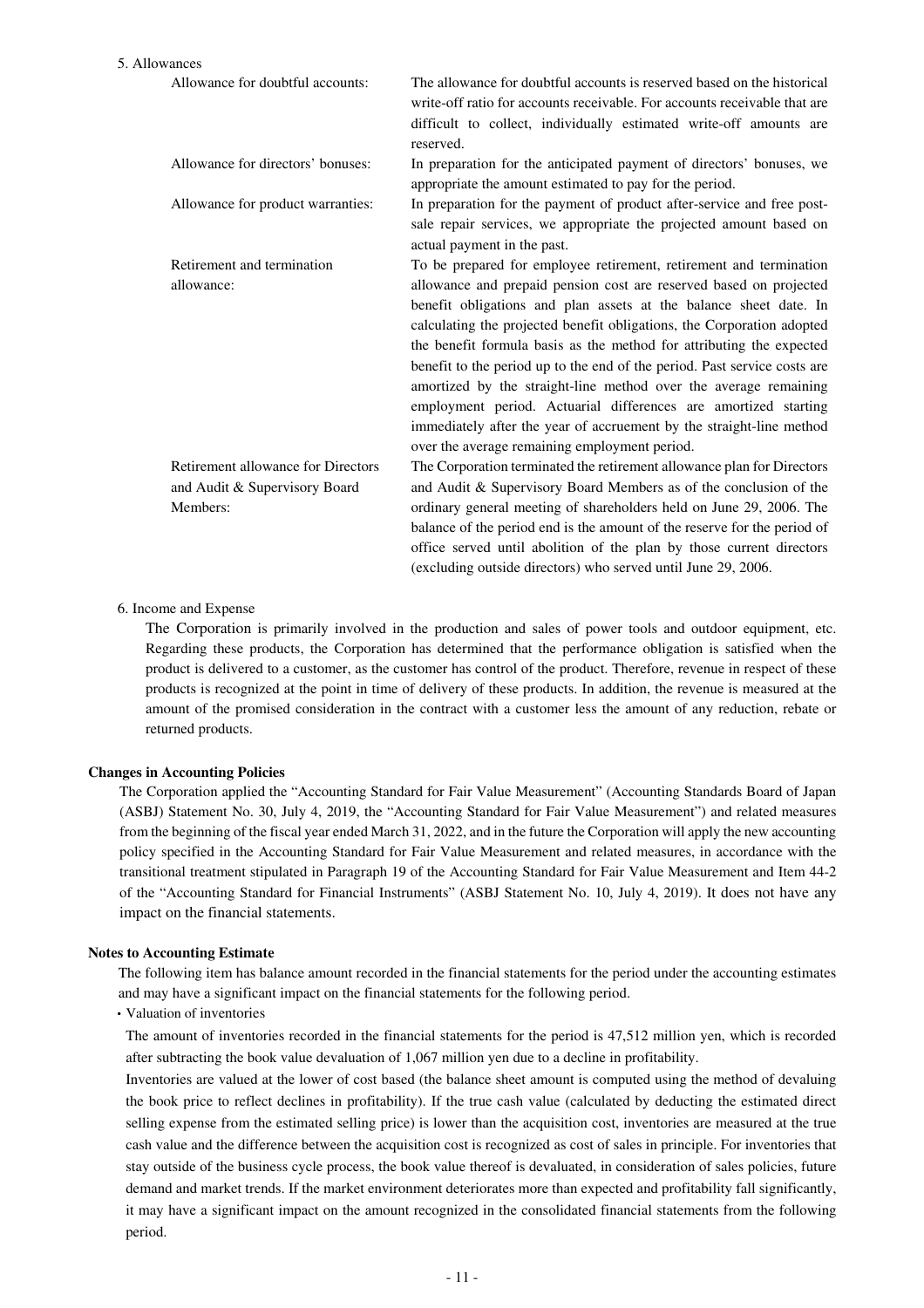5. Allowances

| | |
|---|---|
| Allowance for doubtful accounts: | The allowance for doubtful accounts is reserved based on the historical write-off ratio for accounts receivable. For accounts receivable that are difficult to collect, individually estimated write-off amounts are reserved. |
| Allowance for directors' bonuses: | In preparation for the anticipated payment of directors' bonuses, we appropriate the amount estimated to pay for the period. |
| Allowance for product warranties: | In preparation for the payment of product after-service and free post-sale repair services, we appropriate the projected amount based on actual payment in the past. |
| Retirement and termination allowance: | To be prepared for employee retirement, retirement and termination allowance and prepaid pension cost are reserved based on projected benefit obligations and plan assets at the balance sheet date. In calculating the projected benefit obligations, the Corporation adopted the benefit formula basis as the method for attributing the expected benefit to the period up to the end of the period. Past service costs are amortized by the straight-line method over the average remaining employment period. Actuarial differences are amortized starting immediately after the year of accruement by the straight-line method over the average remaining employment period. |
| Retirement allowance for Directors and Audit & Supervisory Board Members: | The Corporation terminated the retirement allowance plan for Directors and Audit & Supervisory Board Members as of the conclusion of the ordinary general meeting of shareholders held on June 29, 2006. The balance of the period end is the amount of the reserve for the period of office served until abolition of the plan by those current directors (excluding outside directors) who served until June 29, 2006. |

6. Income and Expense

The Corporation is primarily involved in the production and sales of power tools and outdoor equipment, etc. Regarding these products, the Corporation has determined that the performance obligation is satisfied when the product is delivered to a customer, as the customer has control of the product. Therefore, revenue in respect of these products is recognized at the point in time of delivery of these products. In addition, the revenue is measured at the amount of the promised consideration in the contract with a customer less the amount of any reduction, rebate or returned products.

**Changes in Accounting Policies**

The Corporation applied the "Accounting Standard for Fair Value Measurement" (Accounting Standards Board of Japan (ASBJ) Statement No. 30, July 4, 2019, the "Accounting Standard for Fair Value Measurement") and related measures from the beginning of the fiscal year ended March 31, 2022, and in the future the Corporation will apply the new accounting policy specified in the Accounting Standard for Fair Value Measurement and related measures, in accordance with the transitional treatment stipulated in Paragraph 19 of the Accounting Standard for Fair Value Measurement and Item 44-2 of the "Accounting Standard for Financial Instruments" (ASBJ Statement No. 10, July 4, 2019). It does not have any impact on the financial statements.

**Notes to Accounting Estimate**

The following item has balance amount recorded in the financial statements for the period under the accounting estimates and may have a significant impact on the financial statements for the following period.

- Valuation of inventories

The amount of inventories recorded in the financial statements for the period is 47,512 million yen, which is recorded after subtracting the book value devaluation of 1,067 million yen due to a decline in profitability.

Inventories are valued at the lower of cost based (the balance sheet amount is computed using the method of devaluing the book price to reflect declines in profitability). If the true cash value (calculated by deducting the estimated direct selling expense from the estimated selling price) is lower than the acquisition cost, inventories are measured at the true cash value and the difference between the acquisition cost is recognized as cost of sales in principle. For inventories that stay outside of the business cycle process, the book value thereof is devaluated, in consideration of sales policies, future demand and market trends. If the market environment deteriorates more than expected and profitability fall significantly, it may have a significant impact on the amount recognized in the consolidated financial statements from the following period.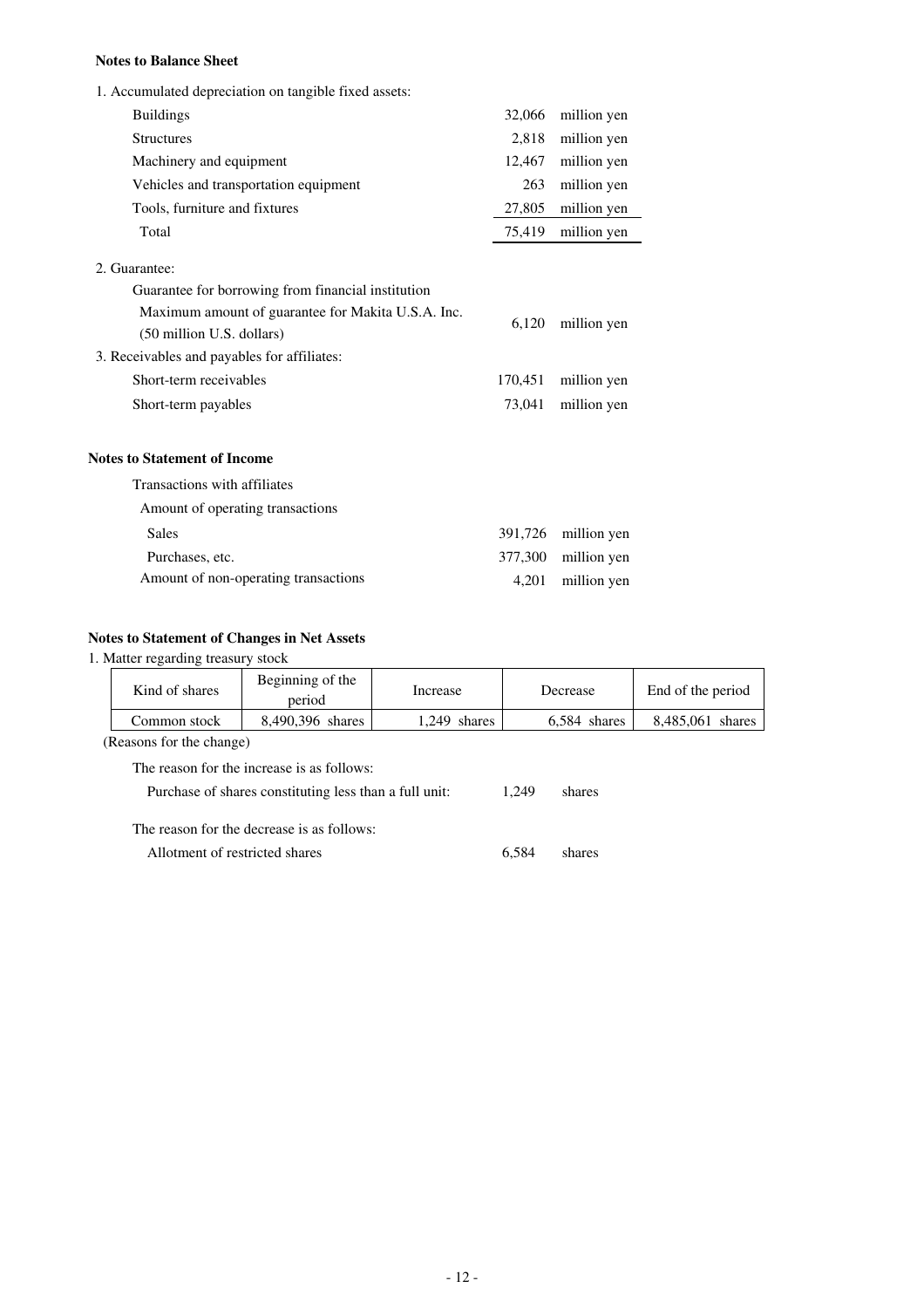**Notes to Balance Sheet**

1. Accumulated depreciation on tangible fixed assets:

| | | |
|---|---|---|
| Buildings | 32,066 | million yen |
| Structures | 2,818 | million yen |
| Machinery and equipment | 12,467 | million yen |
| Vehicles and transportation equipment | 263 | million yen |
| Tools, furniture and fixtures | 27,805 | million yen |
| Total | 75,419 | million yen |

2. Guarantee:

Guarantee for borrowing from financial institution

| | | |
|---|---|---|
| Maximum amount of guarantee for Makita U.S.A. Inc. (50 million U.S. dollars) | 6,120 | million yen |

3. Receivables and payables for affiliates:

| | | |
|---|---|---|
| Short-term receivables | 170,451 | million yen |
| Short-term payables | 73,041 | million yen |

**Notes to Statement of Income**

Transactions with affiliates

| | | |
|---|---|---|
| Amount of operating transactions | | |
| Sales | 391,726 | million yen |
| Purchases, etc. | 377,300 | million yen |
| Amount of non-operating transactions | 4,201 | million yen |

**Notes to Statement of Changes in Net Assets**

1. Matter regarding treasury stock

| Kind of shares | Beginning of the period | Increase | Decrease | End of the period |
|---|---|---|---|---|
| Common stock | 8,490,396 shares | 1,249 shares | 6,584 shares | 8,485,061 shares |

(Reasons for the change)

The reason for the increase is as follows:

Purchase of shares constituting less than a full unit: 1,249 shares

The reason for the decrease is as follows:

Allotment of restricted shares 6,584 shares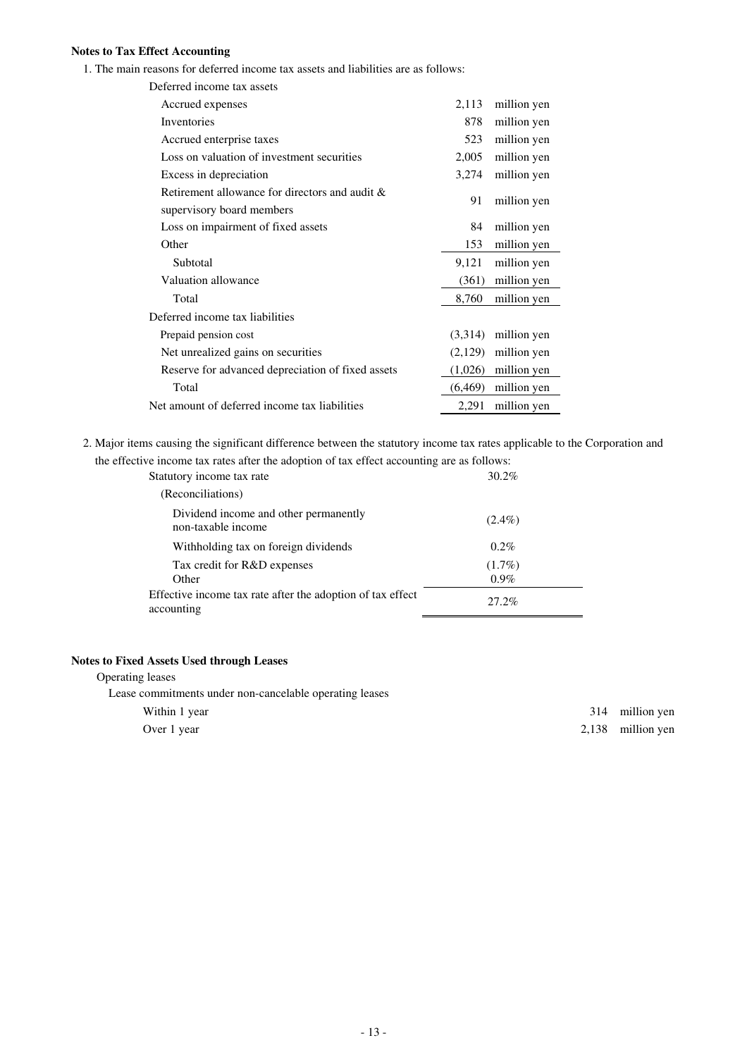**Notes to Tax Effect Accounting**

1. The main reasons for deferred income tax assets and liabilities are as follows:

| | | |
|---|---|---|
| Deferred income tax assets | | |
| Accrued expenses | 2,113 | million yen |
| Inventories | 878 | million yen |
| Accrued enterprise taxes | 523 | million yen |
| Loss on valuation of investment securities | 2,005 | million yen |
| Excess in depreciation | 3,274 | million yen |
| Retirement allowance for directors and audit & supervisory board members | 91 | million yen |
| Loss on impairment of fixed assets | 84 | million yen |
| Other | 153 | million yen |
| Subtotal | 9,121 | million yen |
| Valuation allowance | (361) | million yen |
| Total | 8,760 | million yen |
| Deferred income tax liabilities | | |
| Prepaid pension cost | (3,314) | million yen |
| Net unrealized gains on securities | (2,129) | million yen |
| Reserve for advanced depreciation of fixed assets | (1,026) | million yen |
| Total | (6,469) | million yen |
| Net amount of deferred income tax liabilities | 2,291 | million yen |

2. Major items causing the significant difference between the statutory income tax rates applicable to the Corporation and the effective income tax rates after the adoption of tax effect accounting are as follows:

| | |
|---|---|
| Statutory income tax rate | 30.2% |
| (Reconciliations) | |
| Dividend income and other permanently non-taxable income | (2.4%) |
| Withholding tax on foreign dividends | 0.2% |
| Tax credit for R&D expenses | (1.7%) |
| Other | 0.9% |
| Effective income tax rate after the adoption of tax effect accounting | 27.2% |

**Notes to Fixed Assets Used through Leases**

Operating leases

Lease commitments under non-cancelable operating leases

| | | |
|---|---|---|
| Within 1 year | 314 | million yen |
| Over 1 year | 2,138 | million yen |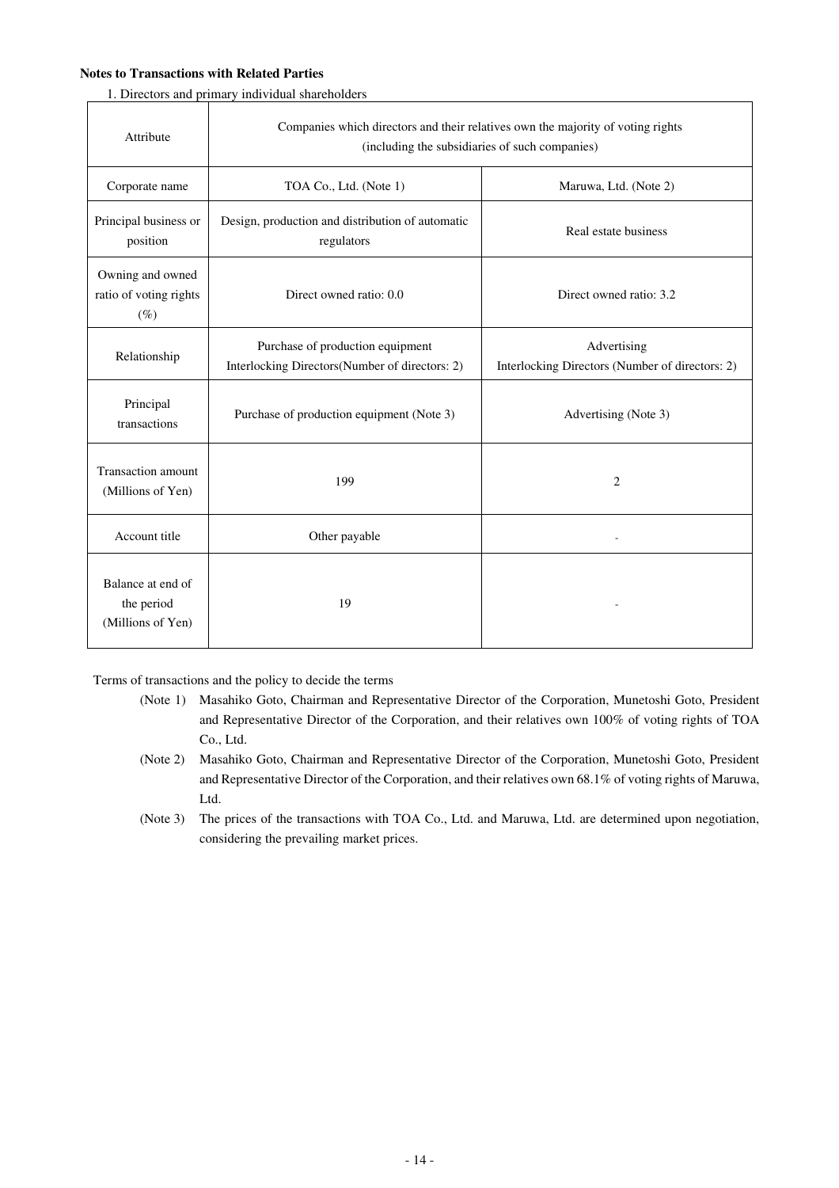**Notes to Transactions with Related Parties**

1. Directors and primary individual shareholders

| Attribute | Companies which directors and their relatives own the majority of voting rights (including the subsidiaries of such companies) | |
|---|---|---|
| Corporate name | TOA Co., Ltd. (Note 1) | Maruwa, Ltd. (Note 2) |
| Principal business or position | Design, production and distribution of automatic regulators | Real estate business |
| Owning and owned ratio of voting rights (%) | Direct owned ratio: 0.0 | Direct owned ratio: 3.2 |
| Relationship | Purchase of production equipment<br>Interlocking Directors(Number of directors: 2) | Advertising<br>Interlocking Directors (Number of directors: 2) |
| Principal transactions | Purchase of production equipment (Note 3) | Advertising (Note 3) |
| Transaction amount (Millions of Yen) | 199 | 2 |
| Account title | Other payable | - |
| Balance at end of the period (Millions of Yen) | 19 | - |

Terms of transactions and the policy to decide the terms

(Note 1) Masahiko Goto, Chairman and Representative Director of the Corporation, Munetoshi Goto, President and Representative Director of the Corporation, and their relatives own 100% of voting rights of TOA Co., Ltd.

(Note 2) Masahiko Goto, Chairman and Representative Director of the Corporation, Munetoshi Goto, President and Representative Director of the Corporation, and their relatives own 68.1% of voting rights of Maruwa, Ltd.

(Note 3) The prices of the transactions with TOA Co., Ltd. and Maruwa, Ltd. are determined upon negotiation, considering the prevailing market prices.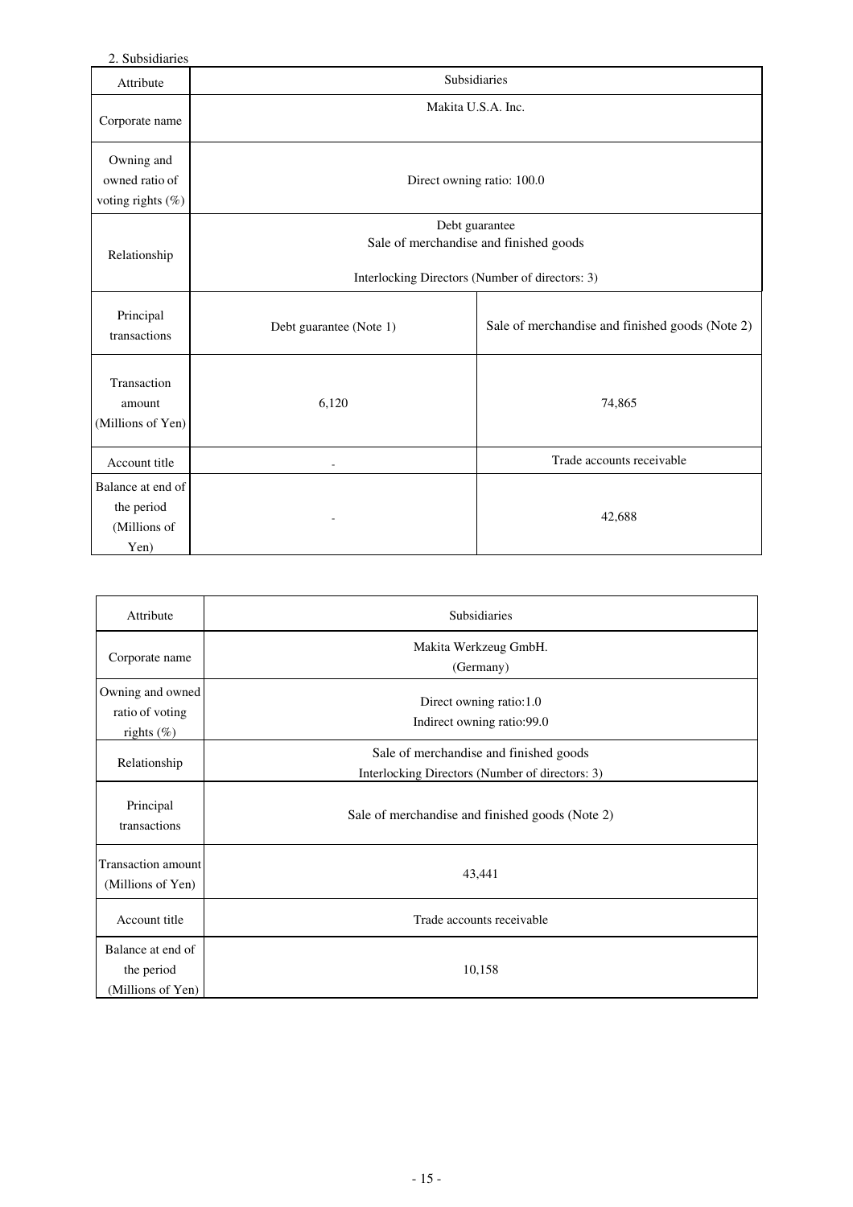2. Subsidiaries

| Attribute | Subsidiaries | |
|---|---|---|
| Corporate name | Makita U.S.A. Inc. | |
| Owning and owned ratio of voting rights (%) | Direct owning ratio: 100.0 | |
| Relationship | Debt guarantee<br>Sale of merchandise and finished goods<br><br>Interlocking Directors (Number of directors: 3) | |
| Principal transactions | Debt guarantee (Note 1) | Sale of merchandise and finished goods (Note 2) |
| Transaction amount (Millions of Yen) | 6,120 | 74,865 |
| Account title | - | Trade accounts receivable |
| Balance at end of the period (Millions of Yen) | - | 42,688 |

| Attribute | Subsidiaries |
|---|---|
| Corporate name | Makita Werkzeug GmbH.<br>(Germany) |
| Owning and owned ratio of voting rights (%) | Direct owning ratio:1.0<br>Indirect owning ratio:99.0 |
| Relationship | Sale of merchandise and finished goods<br>Interlocking Directors (Number of directors: 3) |
| Principal transactions | Sale of merchandise and finished goods (Note 2) |
| Transaction amount (Millions of Yen) | 43,441 |
| Account title | Trade accounts receivable |
| Balance at end of the period (Millions of Yen) | 10,158 |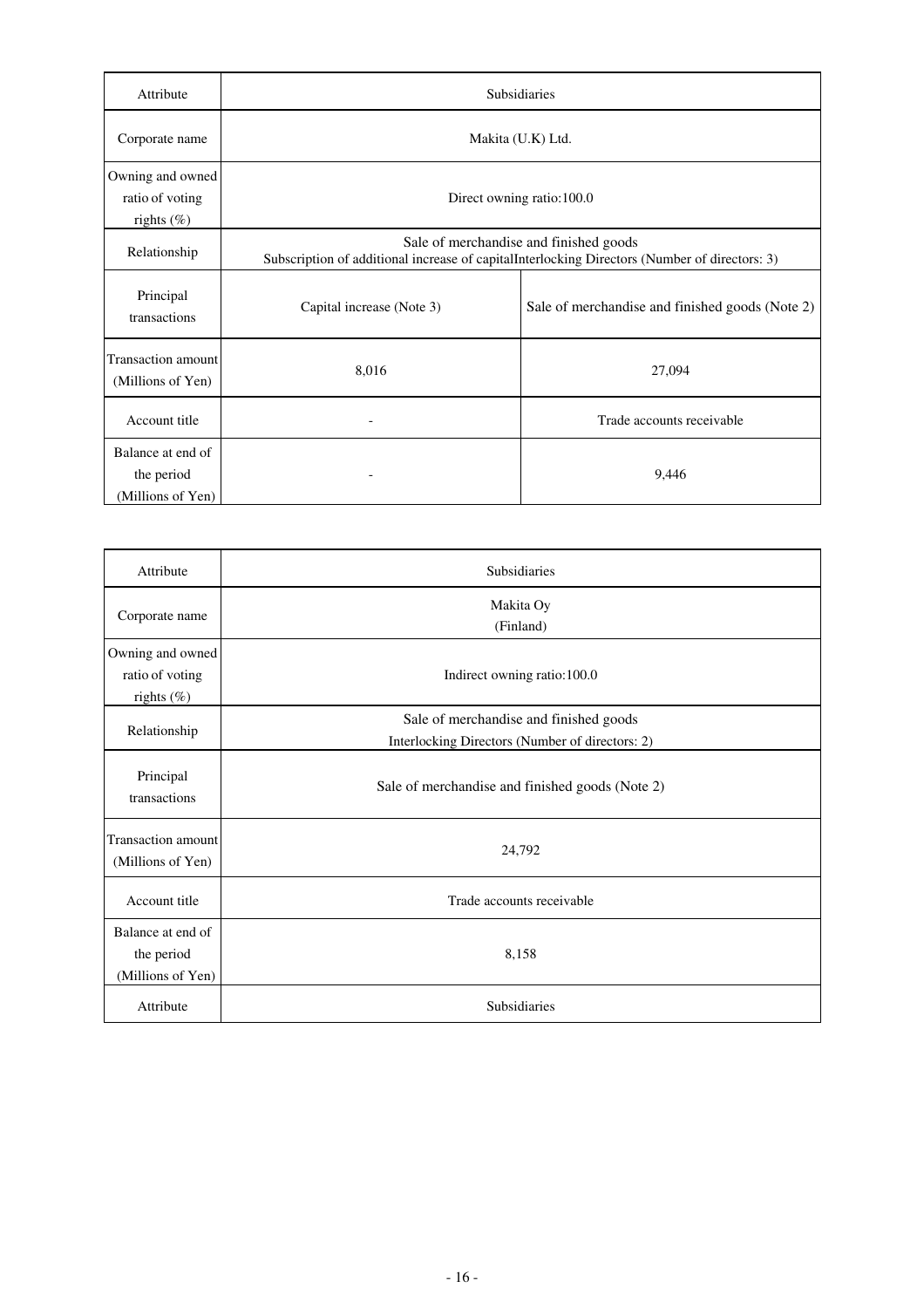| Attribute | Subsidiaries | |
|---|---|---|
| Corporate name | Makita (U.K) Ltd. | |
| Owning and owned ratio of voting rights (%) | Direct owning ratio:100.0 | |
| Relationship | Sale of merchandise and finished goods<br>Subscription of additional increase of capitalInterlocking Directors (Number of directors: 3) | |
| Principal transactions | Capital increase (Note 3) | Sale of merchandise and finished goods (Note 2) |
| Transaction amount (Millions of Yen) | 8,016 | 27,094 |
| Account title | - | Trade accounts receivable |
| Balance at end of the period (Millions of Yen) | - | 9,446 |

| Attribute | Subsidiaries |
|---|---|
| Corporate name | Makita Oy<br>(Finland) |
| Owning and owned ratio of voting rights (%) | Indirect owning ratio:100.0 |
| Relationship | Sale of merchandise and finished goods<br>Interlocking Directors (Number of directors: 2) |
| Principal transactions | Sale of merchandise and finished goods (Note 2) |
| Transaction amount (Millions of Yen) | 24,792 |
| Account title | Trade accounts receivable |
| Balance at end of the period (Millions of Yen) | 8,158 |
| Attribute | Subsidiaries |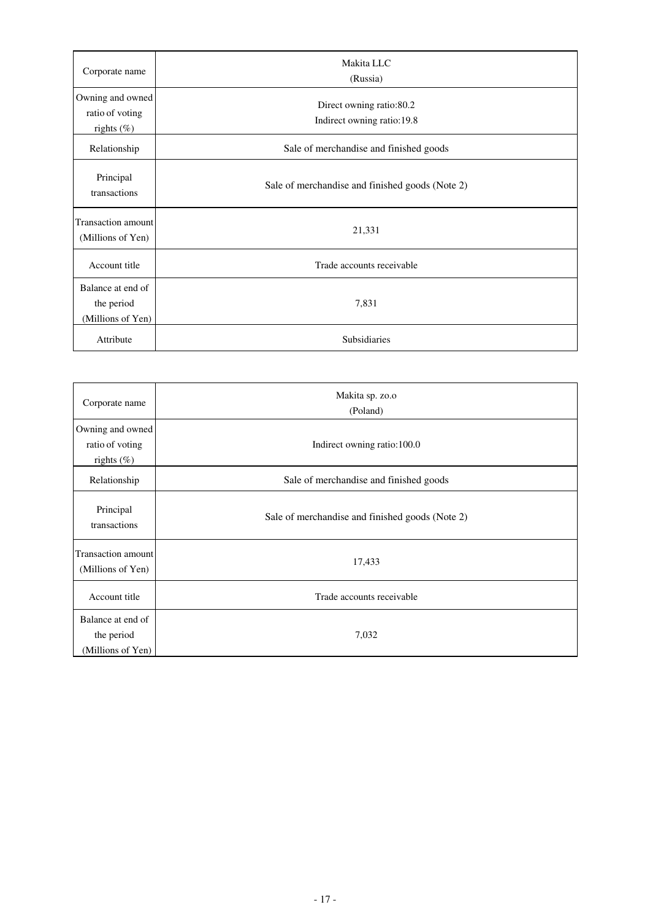| Corporate name | Makita LLC<br>(Russia) |
|---|---|
| Owning and owned ratio of voting rights (%) | Direct owning ratio:80.2<br>Indirect owning ratio:19.8 |
| Relationship | Sale of merchandise and finished goods |
| Principal transactions | Sale of merchandise and finished goods (Note 2) |
| Transaction amount (Millions of Yen) | 21,331 |
| Account title | Trade accounts receivable |
| Balance at end of the period (Millions of Yen) | 7,831 |
| Attribute | Subsidiaries |

| Corporate name | Makita sp. zo.o<br>(Poland) |
|---|---|
| Owning and owned ratio of voting rights (%) | Indirect owning ratio:100.0 |
| Relationship | Sale of merchandise and finished goods |
| Principal transactions | Sale of merchandise and finished goods (Note 2) |
| Transaction amount (Millions of Yen) | 17,433 |
| Account title | Trade accounts receivable |
| Balance at end of the period (Millions of Yen) | 7,032 |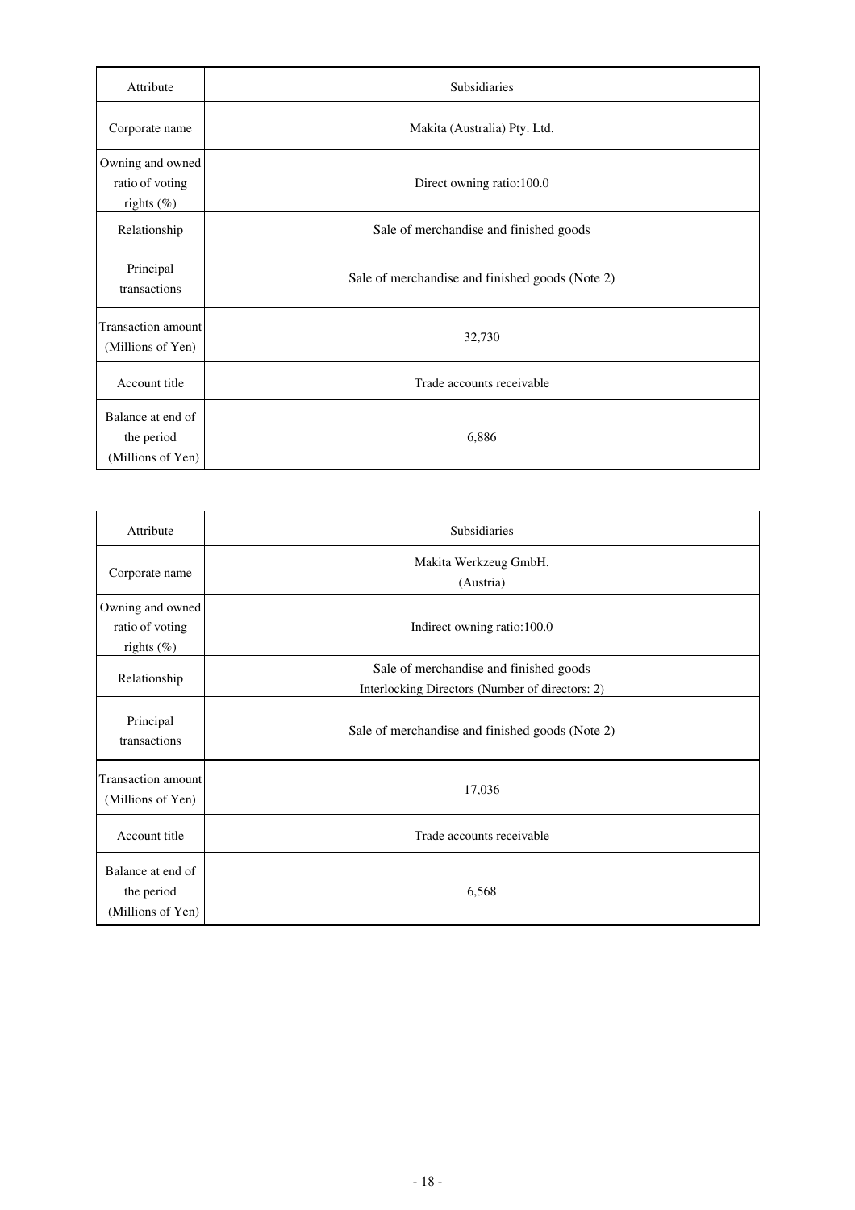| Attribute | Subsidiaries |
|---|---|
| Corporate name | Makita (Australia) Pty. Ltd. |
| Owning and owned ratio of voting rights (%) | Direct owning ratio:100.0 |
| Relationship | Sale of merchandise and finished goods |
| Principal transactions | Sale of merchandise and finished goods (Note 2) |
| Transaction amount (Millions of Yen) | 32,730 |
| Account title | Trade accounts receivable |
| Balance at end of the period (Millions of Yen) | 6,886 |

| Attribute | Subsidiaries |
|---|---|
| Corporate name | Makita Werkzeug GmbH.<br>(Austria) |
| Owning and owned ratio of voting rights (%) | Indirect owning ratio:100.0 |
| Relationship | Sale of merchandise and finished goods<br>Interlocking Directors (Number of directors: 2) |
| Principal transactions | Sale of merchandise and finished goods (Note 2) |
| Transaction amount (Millions of Yen) | 17,036 |
| Account title | Trade accounts receivable |
| Balance at end of the period (Millions of Yen) | 6,568 |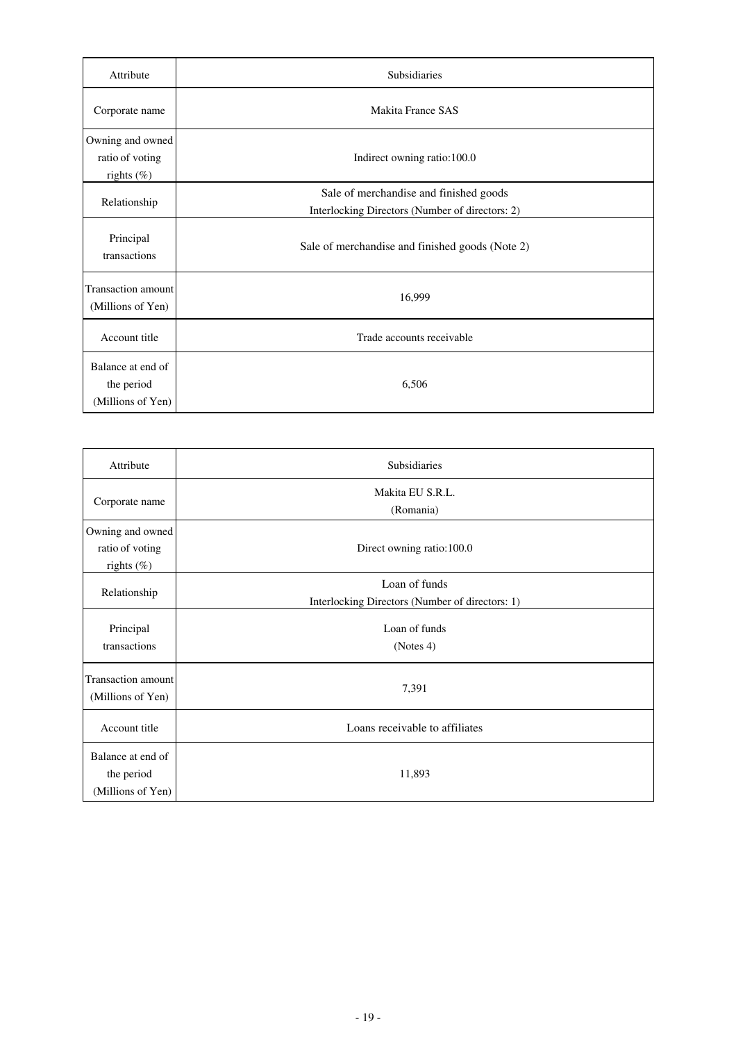| Attribute | Subsidiaries |
|---|---|
| Corporate name | Makita France SAS |
| Owning and owned ratio of voting rights (%) | Indirect owning ratio:100.0 |
| Relationship | Sale of merchandise and finished goods<br>Interlocking Directors (Number of directors: 2) |
| Principal transactions | Sale of merchandise and finished goods (Note 2) |
| Transaction amount (Millions of Yen) | 16,999 |
| Account title | Trade accounts receivable |
| Balance at end of the period (Millions of Yen) | 6,506 |

| Attribute | Subsidiaries |
|---|---|
| Corporate name | Makita EU S.R.L.<br>(Romania) |
| Owning and owned ratio of voting rights (%) | Direct owning ratio:100.0 |
| Relationship | Loan of funds<br>Interlocking Directors (Number of directors: 1) |
| Principal transactions | Loan of funds<br>(Notes 4) |
| Transaction amount (Millions of Yen) | 7,391 |
| Account title | Loans receivable to affiliates |
| Balance at end of the period (Millions of Yen) | 11,893 |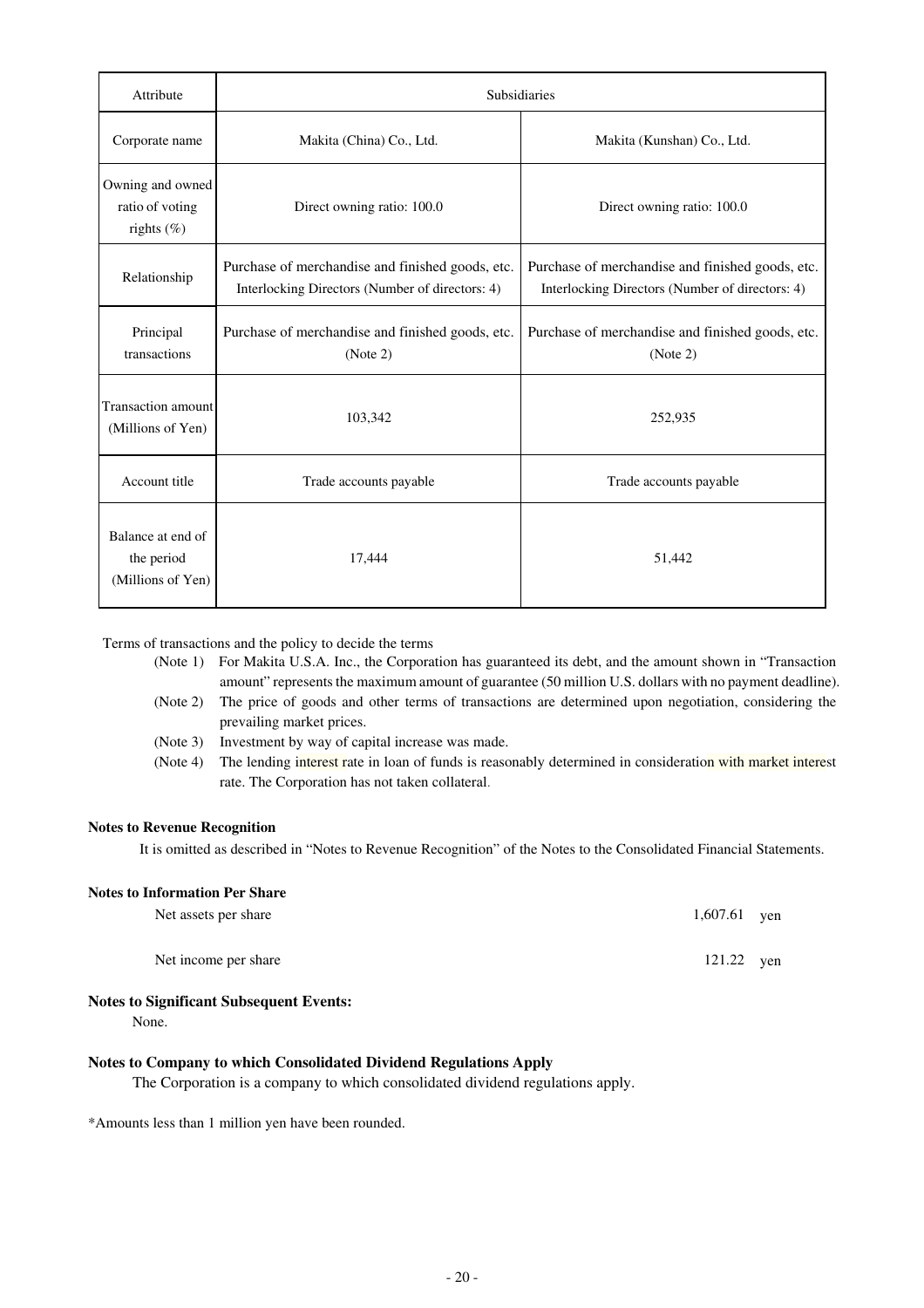| Attribute | Subsidiaries | |
|---|---|---|
| Corporate name | Makita (China) Co., Ltd. | Makita (Kunshan) Co., Ltd. |
| Owning and owned ratio of voting rights (%) | Direct owning ratio: 100.0 | Direct owning ratio: 100.0 |
| Relationship | Purchase of merchandise and finished goods, etc. Interlocking Directors (Number of directors: 4) | Purchase of merchandise and finished goods, etc. Interlocking Directors (Number of directors: 4) |
| Principal transactions | Purchase of merchandise and finished goods, etc. (Note 2) | Purchase of merchandise and finished goods, etc. (Note 2) |
| Transaction amount (Millions of Yen) | 103,342 | 252,935 |
| Account title | Trade accounts payable | Trade accounts payable |
| Balance at end of the period (Millions of Yen) | 17,444 | 51,442 |

Terms of transactions and the policy to decide the terms

(Note 1) For Makita U.S.A. Inc., the Corporation has guaranteed its debt, and the amount shown in "Transaction amount" represents the maximum amount of guarantee (50 million U.S. dollars with no payment deadline).

(Note 2) The price of goods and other terms of transactions are determined upon negotiation, considering the prevailing market prices.

(Note 3) Investment by way of capital increase was made.

(Note 4) The lending interest rate in loan of funds is reasonably determined in consideration with market interest rate. The Corporation has not taken collateral.

**Notes to Revenue Recognition**

It is omitted as described in "Notes to Revenue Recognition" of the Notes to the Consolidated Financial Statements.

**Notes to Information Per Share**

| | |
|---|---|
| Net assets per share | 1,607.61 yen |
| Net income per share | 121.22 yen |

**Notes to Significant Subsequent Events:**

None.

**Notes to Company to which Consolidated Dividend Regulations Apply**

The Corporation is a company to which consolidated dividend regulations apply.

*Amounts less than 1 million yen have been rounded.